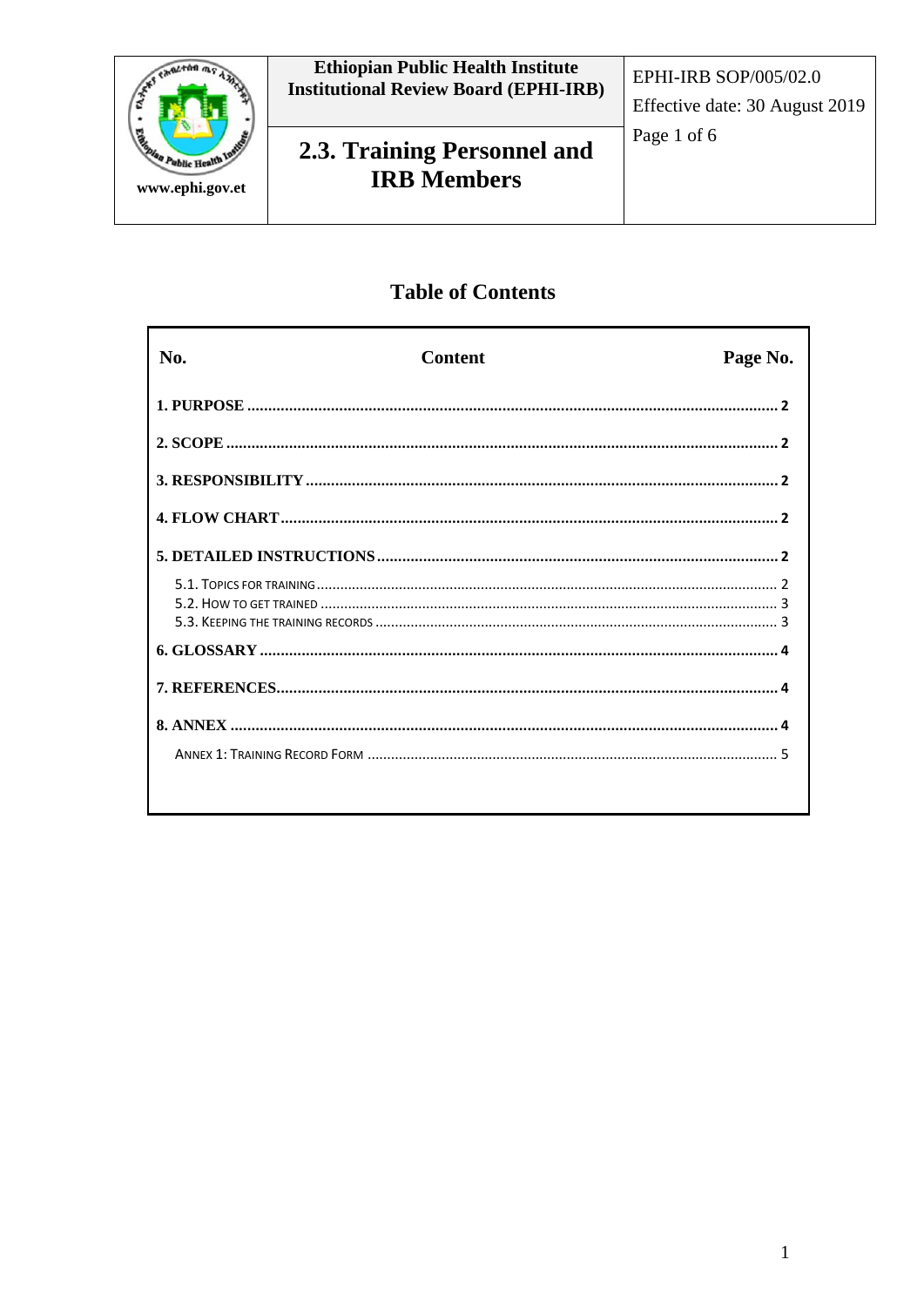| | Ethiopian Public Health Institute Institutional Review Board (EPHI-IRB) | EPHI-IRB SOP/005/02.0 Effective date: 30 August 2019 |
|---|---|---|
| www.ephi.gov.et | **2.3. Training Personnel and IRB Members** | |

## Table of Contents

| No. | Content | Page No. |
|---|---|---|
| **1. PURPOSE** | | **2** |
| **2. SCOPE** | | **2** |
| **3. RESPONSIBILITY** | | **2** |
| **4. FLOW CHART** | | **2** |
| **5. DETAILED INSTRUCTIONS** | | **2** |
| 5.1. Topics for training | | 2 |
| 5.2. How to get trained | | 3 |
| 5.3. Keeping the training records | | 3 |
| **6. GLOSSARY** | | **4** |
| **7. REFERENCES** | | **4** |
| **8. ANNEX** | | **4** |
| Annex 1: Training Record Form | | 5 |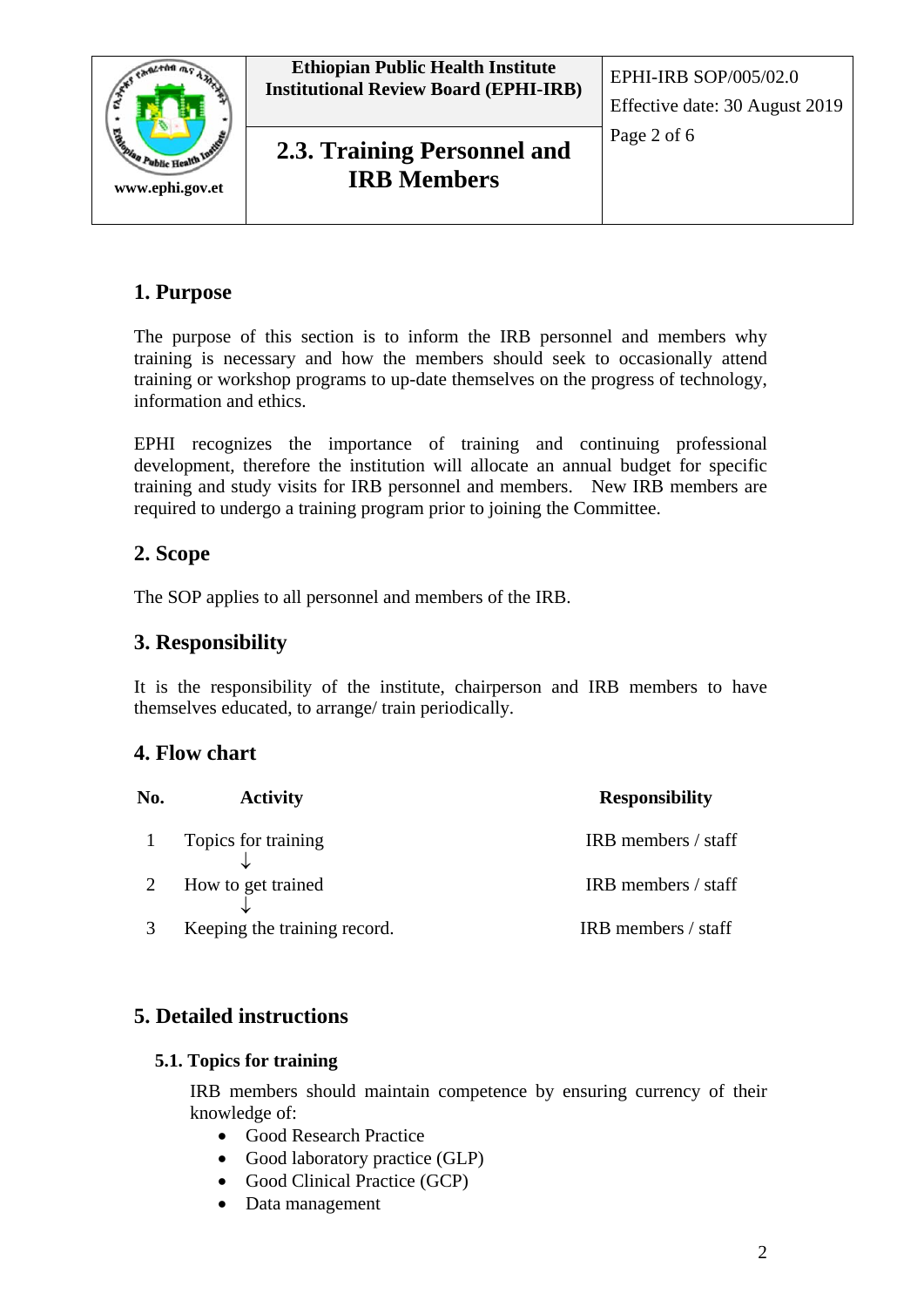## 1. Purpose

The purpose of this section is to inform the IRB personnel and members why training is necessary and how the members should seek to occasionally attend training or workshop programs to up-date themselves on the progress of technology, information and ethics.

EPHI recognizes the importance of training and continuing professional development, therefore the institution will allocate an annual budget for specific training and study visits for IRB personnel and members. New IRB members are required to undergo a training program prior to joining the Committee.

## 2. Scope

The SOP applies to all personnel and members of the IRB.

## 3. Responsibility

It is the responsibility of the institute, chairperson and IRB members to have themselves educated, to arrange/ train periodically.

## 4. Flow chart

| No. | Activity | Responsibility |
|---|---|---|
| 1 | Topics for training<br>↓ | IRB members / staff |
| 2 | How to get trained<br>↓ | IRB members / staff |
| 3 | Keeping the training record. | IRB members / staff |

## 5. Detailed instructions

### 5.1. Topics for training

IRB members should maintain competence by ensuring currency of their knowledge of:

- Good Research Practice
- Good laboratory practice (GLP)
- Good Clinical Practice (GCP)
- Data management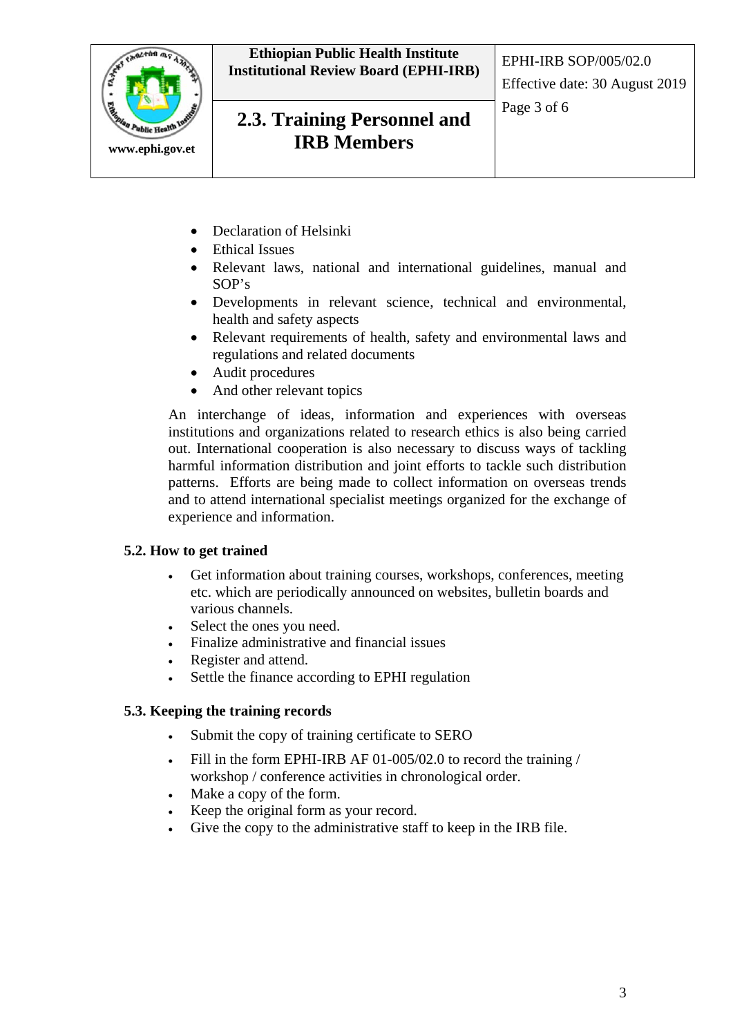- Declaration of Helsinki
- Ethical Issues
- Relevant laws, national and international guidelines, manual and SOP's
- Developments in relevant science, technical and environmental, health and safety aspects
- Relevant requirements of health, safety and environmental laws and regulations and related documents
- Audit procedures
- And other relevant topics

An interchange of ideas, information and experiences with overseas institutions and organizations related to research ethics is also being carried out. International cooperation is also necessary to discuss ways of tackling harmful information distribution and joint efforts to tackle such distribution patterns. Efforts are being made to collect information on overseas trends and to attend international specialist meetings organized for the exchange of experience and information.

### 5.2. How to get trained

- Get information about training courses, workshops, conferences, meeting etc. which are periodically announced on websites, bulletin boards and various channels.
- Select the ones you need.
- Finalize administrative and financial issues
- Register and attend.
- Settle the finance according to EPHI regulation

### 5.3. Keeping the training records

- Submit the copy of training certificate to SERO
- Fill in the form EPHI-IRB AF 01-005/02.0 to record the training / workshop / conference activities in chronological order.
- Make a copy of the form.
- Keep the original form as your record.
- Give the copy to the administrative staff to keep in the IRB file.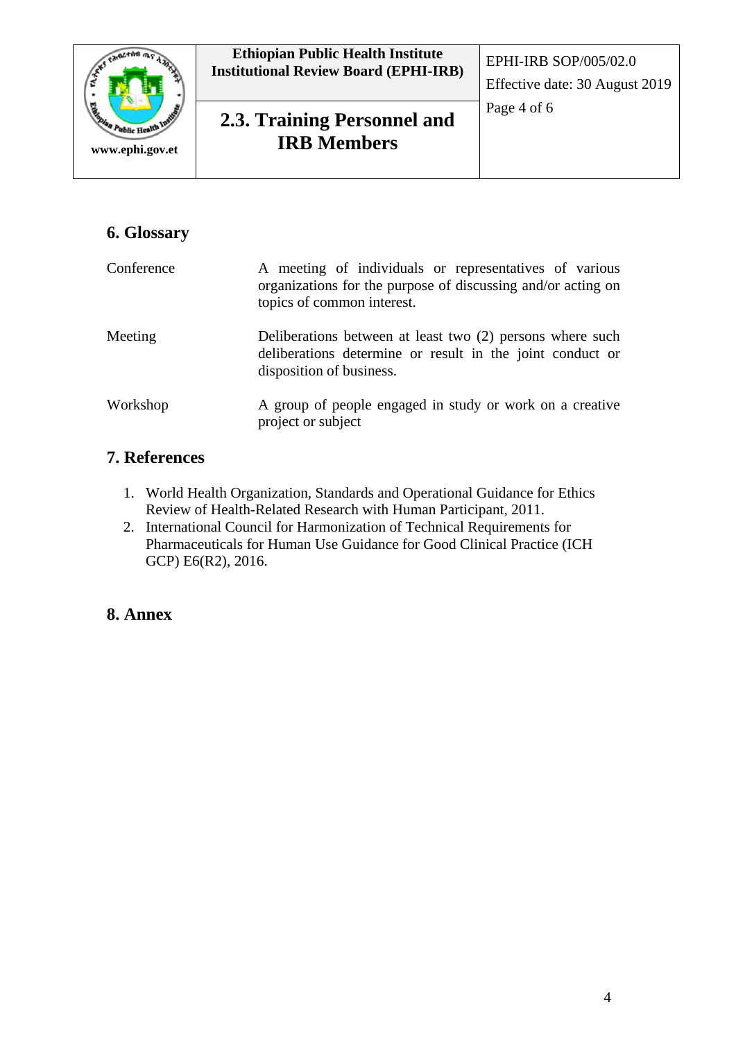## 6. Glossary

| | |
|---|---|
| Conference | A meeting of individuals or representatives of various organizations for the purpose of discussing and/or acting on topics of common interest. |
| Meeting | Deliberations between at least two (2) persons where such deliberations determine or result in the joint conduct or disposition of business. |
| Workshop | A group of people engaged in study or work on a creative project or subject |

## 7. References

1. World Health Organization, Standards and Operational Guidance for Ethics Review of Health-Related Research with Human Participant, 2011.
2. International Council for Harmonization of Technical Requirements for Pharmaceuticals for Human Use Guidance for Good Clinical Practice (ICH GCP) E6(R2), 2016.

## 8. Annex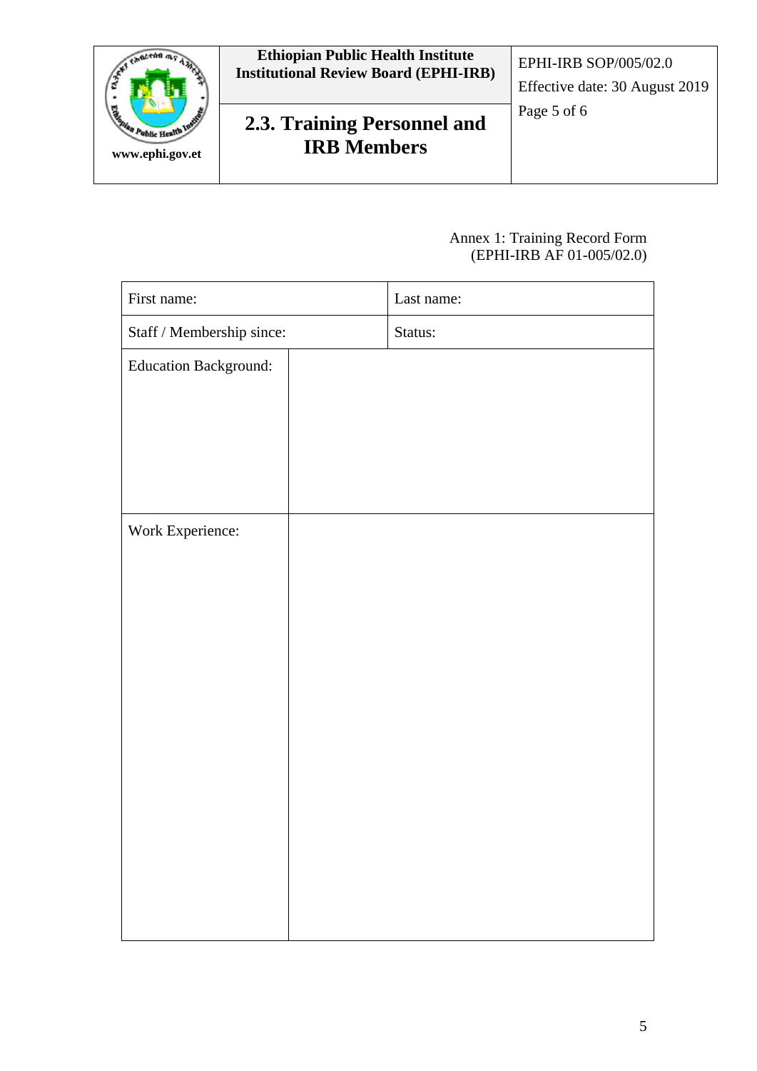Annex 1: Training Record Form
(EPHI-IRB AF 01-005/02.0)

| First name: | | Last name: |
|---|---|---|
| Staff / Membership since: | | Status: |
| Education Background: | | |
| Work Experience: | | |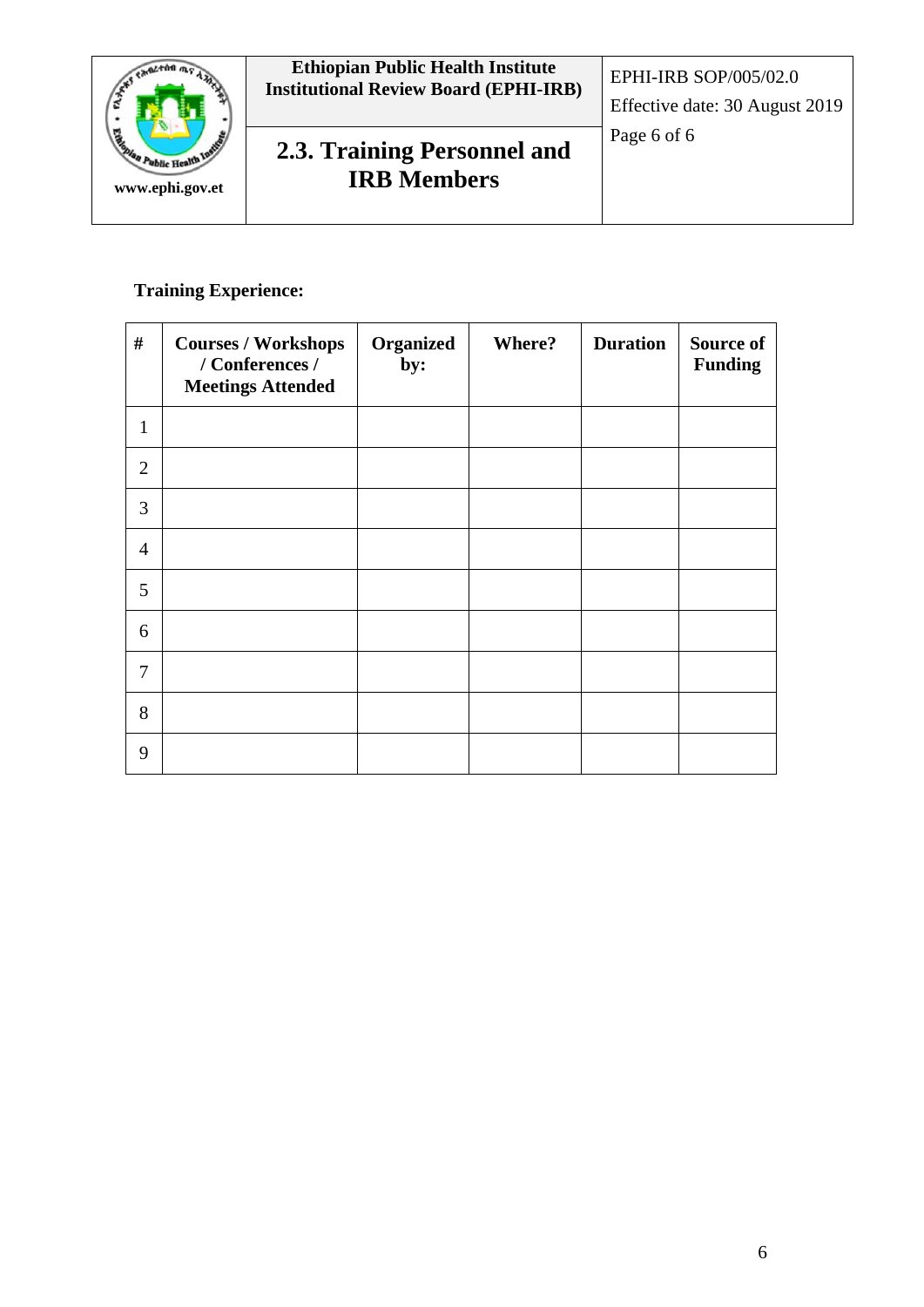**Training Experience:**

| # | Courses / Workshops / Conferences / Meetings Attended | Organized by: | Where? | Duration | Source of Funding |
|---|---|---|---|---|---|
| 1 | | | | | |
| 2 | | | | | |
| 3 | | | | | |
| 4 | | | | | |
| 5 | | | | | |
| 6 | | | | | |
| 7 | | | | | |
| 8 | | | | | |
| 9 | | | | | |